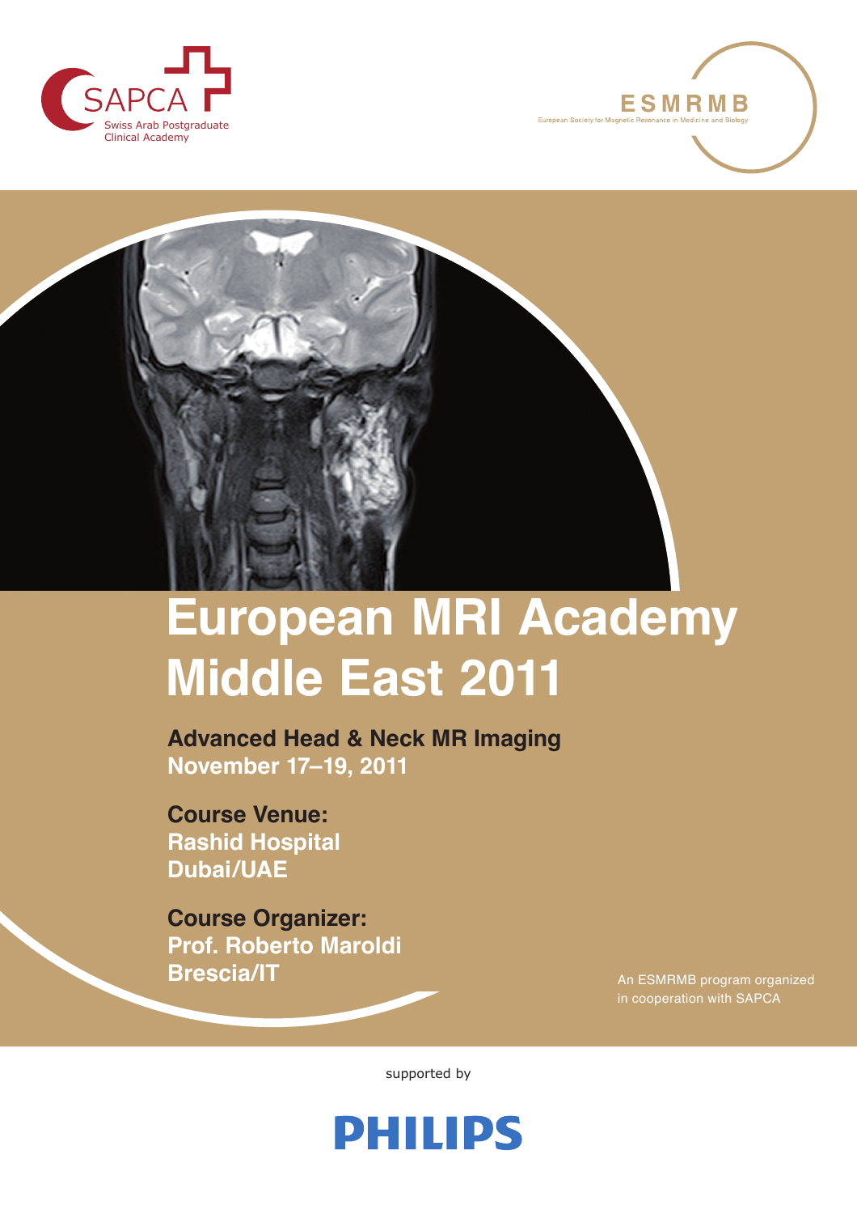SAPCA

Swiss Arab Postgraduate Clinical Academy

ESMRMB

European Society for Magnetic Resonance in Medicine and Biology

# European MRI Academy Middle East 2011

**Advanced Head & Neck MR Imaging**
**November 17–19, 2011**

**Course Venue:**
**Rashid Hospital**
**Dubai/UAE**

**Course Organizer:**
**Prof. Roberto Maroldi**
**Brescia/IT**

An ESMRMB program organized in cooperation with SAPCA

supported by

PHILIPS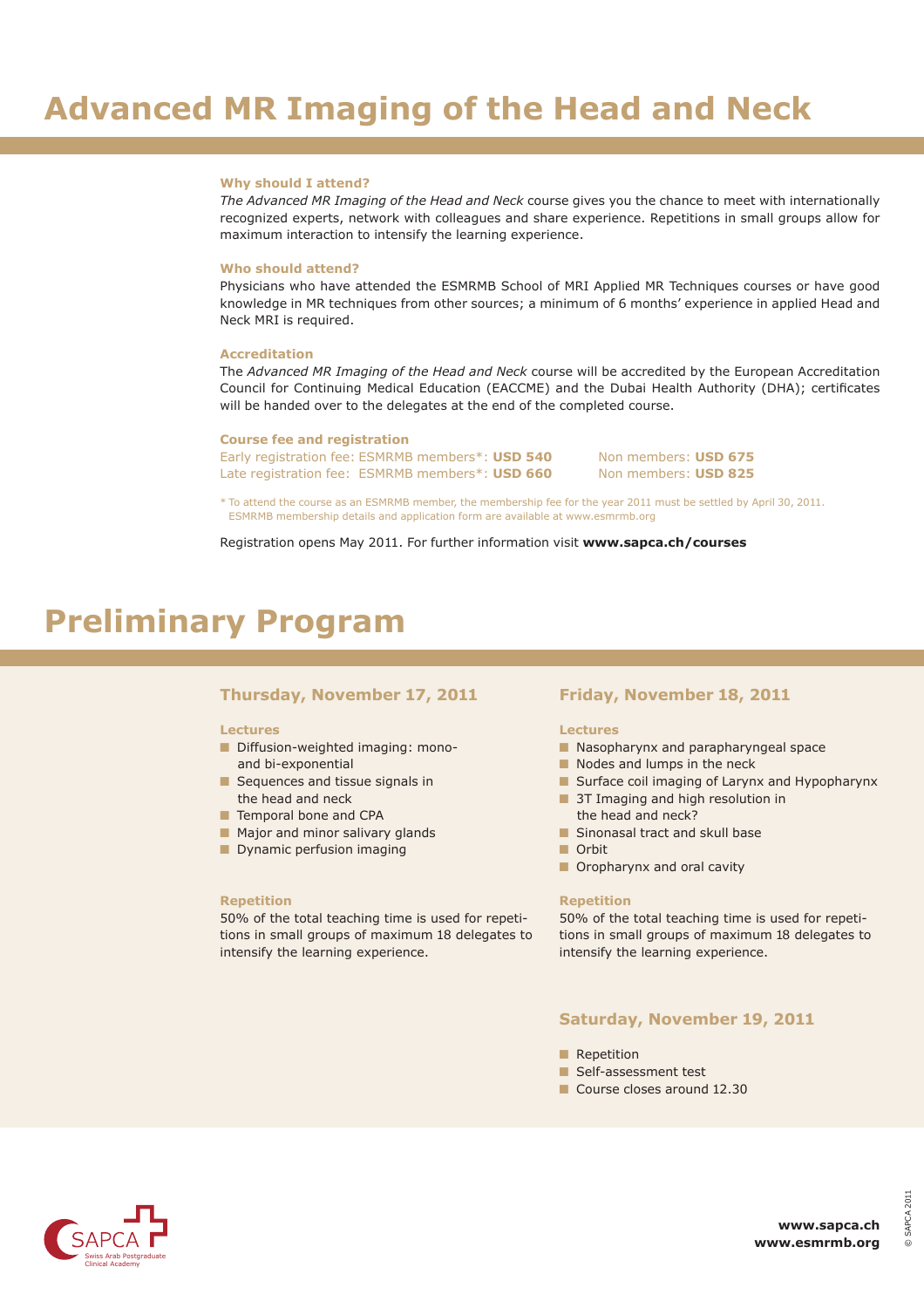# Advanced MR Imaging of the Head and Neck

### Why should I attend?

*The Advanced MR Imaging of the Head and Neck* course gives you the chance to meet with internationally recognized experts, network with colleagues and share experience. Repetitions in small groups allow for maximum interaction to intensify the learning experience.

### Who should attend?

Physicians who have attended the ESMRMB School of MRI Applied MR Techniques courses or have good knowledge in MR techniques from other sources; a minimum of 6 months' experience in applied Head and Neck MRI is required.

### Accreditation

The *Advanced MR Imaging of the Head and Neck* course will be accredited by the European Accreditation Council for Continuing Medical Education (EACCME) and the Dubai Health Authority (DHA); certificates will be handed over to the delegates at the end of the completed course.

### Course fee and registration

| | | |
|---|---|---|
| Early registration fee: | ESMRMB members*: **USD 540** | Non members: **USD 675** |
| Late registration fee: | ESMRMB members*: **USD 660** | Non members: **USD 825** |

\* To attend the course as an ESMRMB member, the membership fee for the year 2011 must be settled by April 30, 2011. ESMRMB membership details and application form are available at www.esmrmb.org

Registration opens May 2011. For further information visit **www.sapca.ch/courses**

# Preliminary Program

## Thursday, November 17, 2011

### Lectures

- Diffusion-weighted imaging: mono- and bi-exponential
- Sequences and tissue signals in the head and neck
- Temporal bone and CPA
- Major and minor salivary glands
- Dynamic perfusion imaging

### Repetition

50% of the total teaching time is used for repetitions in small groups of maximum 18 delegates to intensify the learning experience.

## Friday, November 18, 2011

### Lectures

- Nasopharynx and parapharyngeal space
- Nodes and lumps in the neck
- Surface coil imaging of Larynx and Hypopharynx
- 3T Imaging and high resolution in the head and neck?
- Sinonasal tract and skull base
- Orbit
- Oropharynx and oral cavity

### Repetition

50% of the total teaching time is used for repetitions in small groups of maximum 18 delegates to intensify the learning experience.

## Saturday, November 19, 2011

- Repetition
- Self-assessment test
- Course closes around 12.30

SAPCA
Swiss Arab Postgraduate Clinical Academy

**www.sapca.ch**
**www.esmrmb.org**

© SAPCA 2011